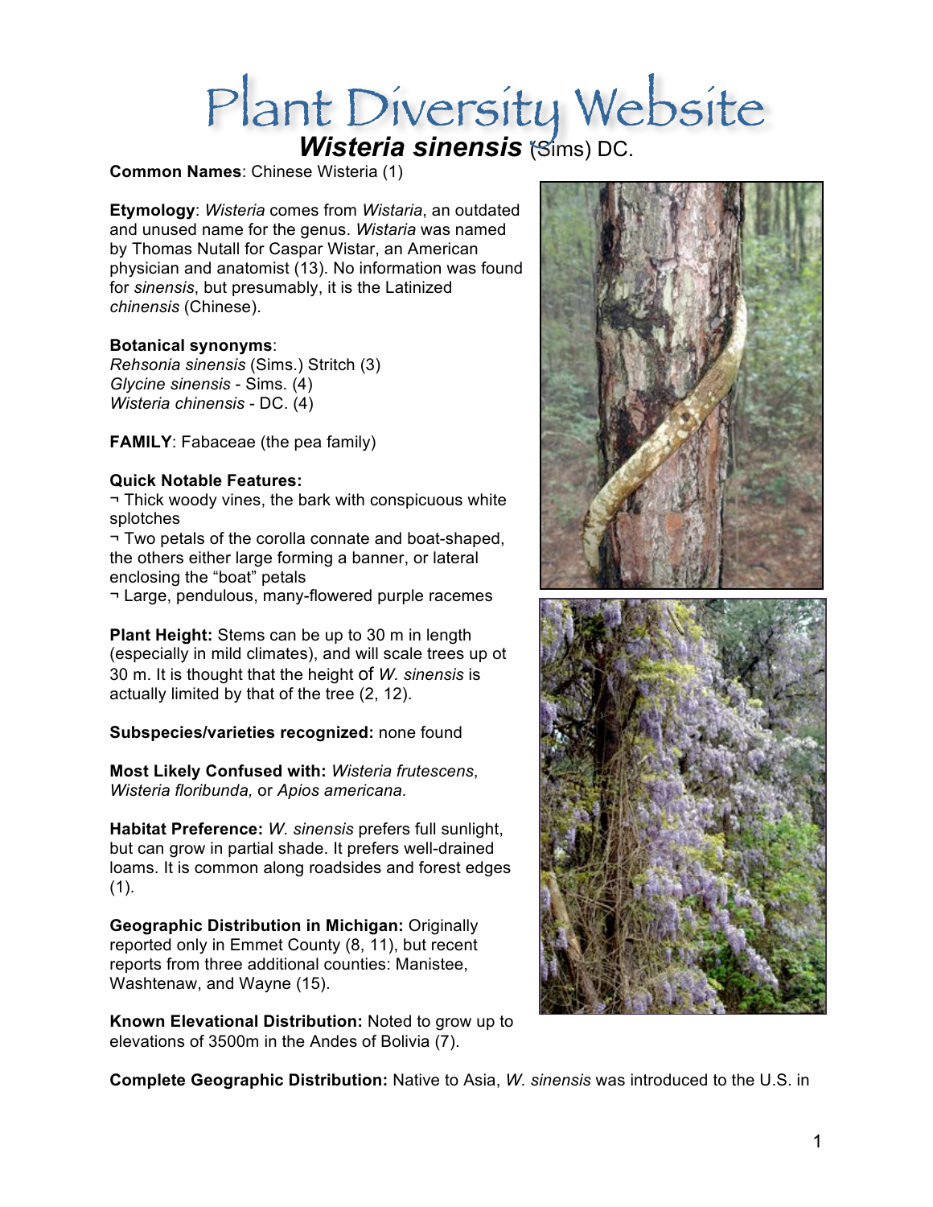# Plant Diversity Website

## ***Wisteria sinensis*** (Sims) DC.

**Common Names**: Chinese Wisteria (1)

**Etymology**: *Wisteria* comes from *Wistaria*, an outdated and unused name for the genus. *Wistaria* was named by Thomas Nutall for Caspar Wistar, an American physician and anatomist (13). No information was found for *sinensis*, but presumably, it is the Latinized *chinensis* (Chinese).

**Botanical synonyms**:
*Rehsonia sinensis* (Sims.) Stritch (3)
*Glycine sinensis* - Sims. (4)
*Wisteria chinensis* - DC. (4)

**FAMILY**: Fabaceae (the pea family)

**Quick Notable Features:**
¬ Thick woody vines, the bark with conspicuous white splotches
¬ Two petals of the corolla connate and boat-shaped, the others either large forming a banner, or lateral enclosing the "boat" petals
¬ Large, pendulous, many-flowered purple racemes

**Plant Height:** Stems can be up to 30 m in length (especially in mild climates), and will scale trees up ot 30 m. It is thought that the height of *W. sinensis* is actually limited by that of the tree (2, 12).

**Subspecies/varieties recognized:** none found

**Most Likely Confused with:** *Wisteria frutescens*, *Wisteria floribunda,* or *Apios americana.*

**Habitat Preference:** *W. sinensis* prefers full sunlight, but can grow in partial shade. It prefers well-drained loams. It is common along roadsides and forest edges (1).

**Geographic Distribution in Michigan:** Originally reported only in Emmet County (8, 11), but recent reports from three additional counties: Manistee, Washtenaw, and Wayne (15).

**Known Elevational Distribution:** Noted to grow up to elevations of 3500m in the Andes of Bolivia (7).

**Complete Geographic Distribution:** Native to Asia, *W. sinensis* was introduced to the U.S. in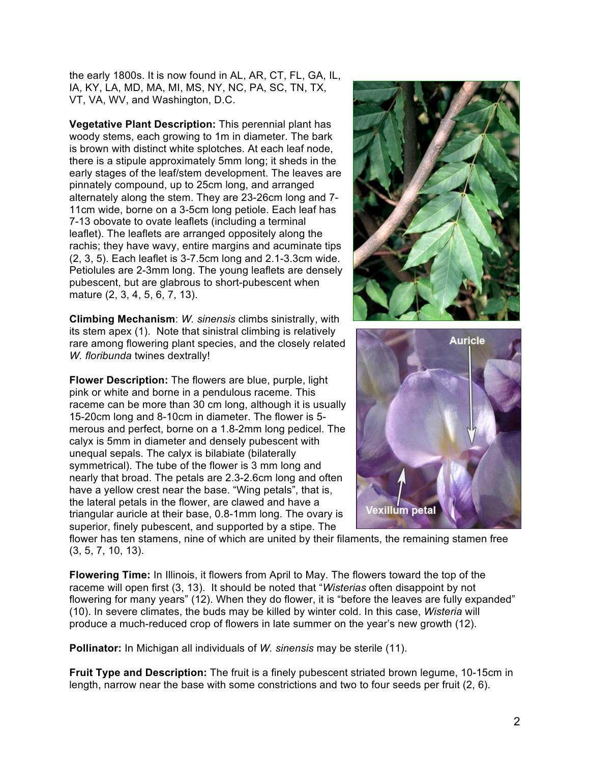the early 1800s. It is now found in AL, AR, CT, FL, GA, IL, IA, KY, LA, MD, MA, MI, MS, NY, NC, PA, SC, TN, TX, VT, VA, WV, and Washington, D.C.

**Vegetative Plant Description:** This perennial plant has woody stems, each growing to 1m in diameter. The bark is brown with distinct white splotches. At each leaf node, there is a stipule approximately 5mm long; it sheds in the early stages of the leaf/stem development. The leaves are pinnately compound, up to 25cm long, and arranged alternately along the stem. They are 23-26cm long and 7-11cm wide, borne on a 3-5cm long petiole. Each leaf has 7-13 obovate to ovate leaflets (including a terminal leaflet). The leaflets are arranged oppositely along the rachis; they have wavy, entire margins and acuminate tips (2, 3, 5). Each leaflet is 3-7.5cm long and 2.1-3.3cm wide. Petiolules are 2-3mm long. The young leaflets are densely pubescent, but are glabrous to short-pubescent when mature (2, 3, 4, 5, 6, 7, 13).

**Climbing Mechanism**: *W. sinensis* climbs sinistrally, with its stem apex (1). Note that sinistral climbing is relatively rare among flowering plant species, and the closely related *W. floribunda* twines dextrally!

**Flower Description:** The flowers are blue, purple, light pink or white and borne in a pendulous raceme. This raceme can be more than 30 cm long, although it is usually 15-20cm long and 8-10cm in diameter. The flower is 5-merous and perfect, borne on a 1.8-2mm long pedicel. The calyx is 5mm in diameter and densely pubescent with unequal sepals. The calyx is bilabiate (bilaterally symmetrical). The tube of the flower is 3 mm long and nearly that broad. The petals are 2.3-2.6cm long and often have a yellow crest near the base. "Wing petals", that is, the lateral petals in the flower, are clawed and have a triangular auricle at their base, 0.8-1mm long. The ovary is superior, finely pubescent, and supported by a stipe. The flower has ten stamens, nine of which are united by their filaments, the remaining stamen free (3, 5, 7, 10, 13).

**Flowering Time:** In Illinois, it flowers from April to May. The flowers toward the top of the raceme will open first (3, 13). It should be noted that "*Wisterias* often disappoint by not flowering for many years" (12). When they do flower, it is "before the leaves are fully expanded" (10). In severe climates, the buds may be killed by winter cold. In this case, *Wisteria* will produce a much-reduced crop of flowers in late summer on the year's new growth (12).

**Pollinator:** In Michigan all individuals of *W. sinensis* may be sterile (11).

**Fruit Type and Description:** The fruit is a finely pubescent striated brown legume, 10-15cm in length, narrow near the base with some constrictions and two to four seeds per fruit (2, 6).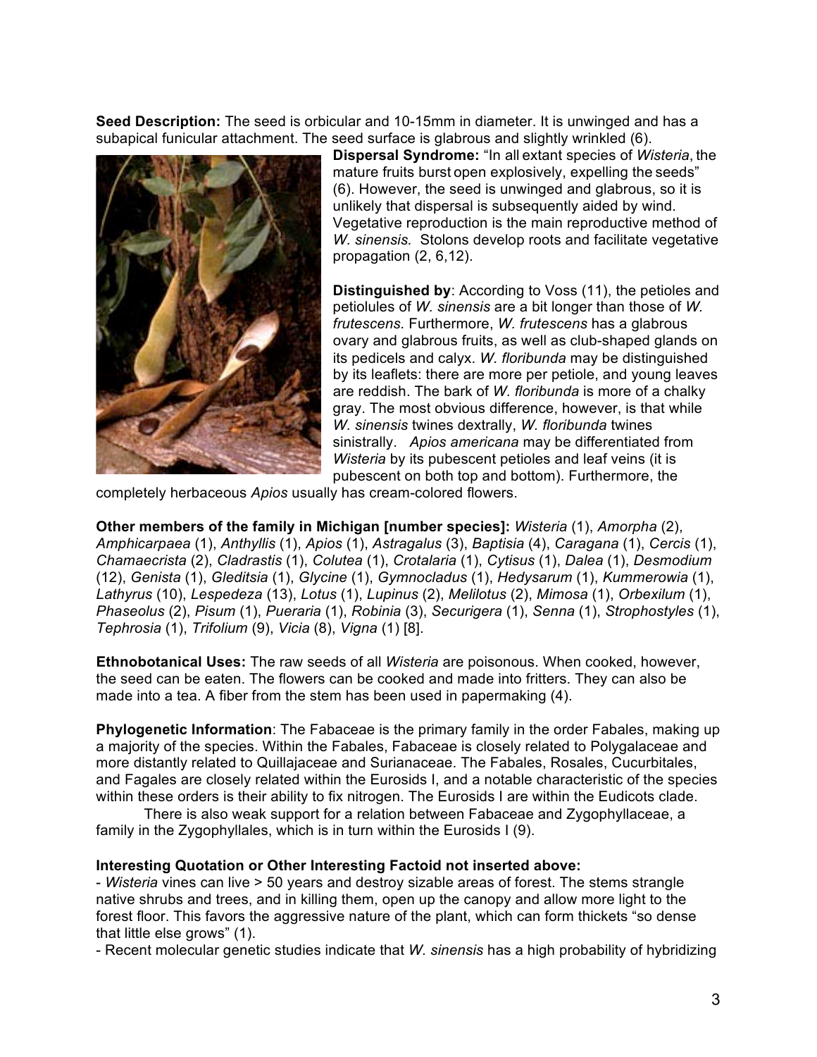**Seed Description:** The seed is orbicular and 10-15mm in diameter. It is unwinged and has a subapical funicular attachment. The seed surface is glabrous and slightly wrinkled (6).

**Dispersal Syndrome:** "In all extant species of *Wisteria*, the mature fruits burst open explosively, expelling the seeds" (6). However, the seed is unwinged and glabrous, so it is unlikely that dispersal is subsequently aided by wind. Vegetative reproduction is the main reproductive method of *W. sinensis.* Stolons develop roots and facilitate vegetative propagation (2, 6,12).

**Distinguished by**: According to Voss (11), the petioles and petiolules of *W. sinensis* are a bit longer than those of *W. frutescens.* Furthermore, *W. frutescens* has a glabrous ovary and glabrous fruits, as well as club-shaped glands on its pedicels and calyx. *W. floribunda* may be distinguished by its leaflets: there are more per petiole, and young leaves are reddish. The bark of *W. floribunda* is more of a chalky gray. The most obvious difference, however, is that while *W. sinensis* twines dextrally, *W. floribunda* twines sinistrally. *Apios americana* may be differentiated from *Wisteria* by its pubescent petioles and leaf veins (it is pubescent on both top and bottom). Furthermore, the completely herbaceous *Apios* usually has cream-colored flowers.

**Other members of the family in Michigan [number species]:** *Wisteria* (1), *Amorpha* (2), *Amphicarpaea* (1), *Anthyllis* (1), *Apios* (1), *Astragalus* (3), *Baptisia* (4), *Caragana* (1), *Cercis* (1), *Chamaecrista* (2), *Cladrastis* (1), *Colutea* (1), *Crotalaria* (1), *Cytisus* (1), *Dalea* (1), *Desmodium* (12), *Genista* (1), *Gleditsia* (1), *Glycine* (1), *Gymnocladus* (1), *Hedysarum* (1), *Kummerowia* (1), *Lathyrus* (10), *Lespedeza* (13), *Lotus* (1), *Lupinus* (2), *Melilotus* (2), *Mimosa* (1), *Orbexilum* (1), *Phaseolus* (2), *Pisum* (1), *Pueraria* (1), *Robinia* (3), *Securigera* (1), *Senna* (1), *Strophostyles* (1), *Tephrosia* (1), *Trifolium* (9), *Vicia* (8), *Vigna* (1) [8].

**Ethnobotanical Uses:** The raw seeds of all *Wisteria* are poisonous. When cooked, however, the seed can be eaten. The flowers can be cooked and made into fritters. They can also be made into a tea. A fiber from the stem has been used in papermaking (4).

**Phylogenetic Information**: The Fabaceae is the primary family in the order Fabales, making up a majority of the species. Within the Fabales, Fabaceae is closely related to Polygalaceae and more distantly related to Quillajaceae and Surianaceae. The Fabales, Rosales, Cucurbitales, and Fagales are closely related within the Eurosids I, and a notable characteristic of the species within these orders is their ability to fix nitrogen. The Eurosids I are within the Eudicots clade.

There is also weak support for a relation between Fabaceae and Zygophyllaceae, a family in the Zygophyllales, which is in turn within the Eurosids I (9).

**Interesting Quotation or Other Interesting Factoid not inserted above:**

- *Wisteria* vines can live > 50 years and destroy sizable areas of forest. The stems strangle native shrubs and trees, and in killing them, open up the canopy and allow more light to the forest floor. This favors the aggressive nature of the plant, which can form thickets "so dense that little else grows" (1).
- Recent molecular genetic studies indicate that *W. sinensis* has a high probability of hybridizing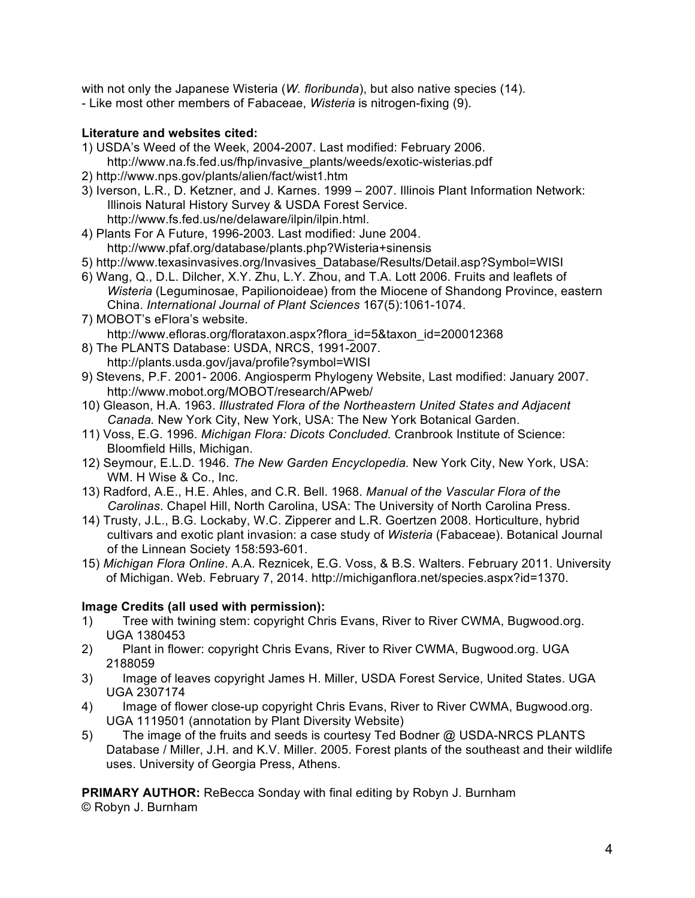with not only the Japanese Wisteria (*W. floribunda*), but also native species (14).
- Like most other members of Fabaceae, *Wisteria* is nitrogen-fixing (9).

**Literature and websites cited:**

1) USDA's Weed of the Week, 2004-2007. Last modified: February 2006. http://www.na.fs.fed.us/fhp/invasive_plants/weeds/exotic-wisterias.pdf
2) http://www.nps.gov/plants/alien/fact/wist1.htm
3) Iverson, L.R., D. Ketzner, and J. Karnes. 1999 – 2007. Illinois Plant Information Network: Illinois Natural History Survey & USDA Forest Service. http://www.fs.fed.us/ne/delaware/ilpin/ilpin.html.
4) Plants For A Future, 1996-2003. Last modified: June 2004. http://www.pfaf.org/database/plants.php?Wisteria+sinensis
5) http://www.texasinvasives.org/Invasives_Database/Results/Detail.asp?Symbol=WISI
6) Wang, Q., D.L. Dilcher, X.Y. Zhu, L.Y. Zhou, and T.A. Lott 2006. Fruits and leaflets of *Wisteria* (Leguminosae, Papilionoideae) from the Miocene of Shandong Province, eastern China. *International Journal of Plant Sciences* 167(5):1061-1074.
7) MOBOT's eFlora's website. http://www.efloras.org/florataxon.aspx?flora_id=5&taxon_id=200012368
8) The PLANTS Database: USDA, NRCS, 1991-2007. http://plants.usda.gov/java/profile?symbol=WISI
9) Stevens, P.F. 2001- 2006. Angiosperm Phylogeny Website, Last modified: January 2007. http://www.mobot.org/MOBOT/research/APweb/
10) Gleason, H.A. 1963. *Illustrated Flora of the Northeastern United States and Adjacent Canada.* New York City, New York, USA: The New York Botanical Garden.
11) Voss, E.G. 1996. *Michigan Flora: Dicots Concluded.* Cranbrook Institute of Science: Bloomfield Hills, Michigan.
12) Seymour, E.L.D. 1946. *The New Garden Encyclopedia.* New York City, New York, USA: WM. H Wise & Co., Inc.
13) Radford, A.E., H.E. Ahles, and C.R. Bell. 1968. *Manual of the Vascular Flora of the Carolinas*. Chapel Hill, North Carolina, USA: The University of North Carolina Press.
14) Trusty, J.L., B.G. Lockaby, W.C. Zipperer and L.R. Goertzen 2008. Horticulture, hybrid cultivars and exotic plant invasion: a case study of *Wisteria* (Fabaceae). Botanical Journal of the Linnean Society 158:593-601.
15) *Michigan Flora Online*. A.A. Reznicek, E.G. Voss, & B.S. Walters. February 2011. University of Michigan. Web. February 7, 2014. http://michiganflora.net/species.aspx?id=1370.

**Image Credits (all used with permission):**

1) Tree with twining stem: copyright Chris Evans, River to River CWMA, Bugwood.org. UGA 1380453
2) Plant in flower: copyright Chris Evans, River to River CWMA, Bugwood.org. UGA 2188059
3) Image of leaves copyright James H. Miller, USDA Forest Service, United States. UGA UGA 2307174
4) Image of flower close-up copyright Chris Evans, River to River CWMA, Bugwood.org. UGA 1119501 (annotation by Plant Diversity Website)
5) The image of the fruits and seeds is courtesy Ted Bodner @ USDA-NRCS PLANTS Database / Miller, J.H. and K.V. Miller. 2005. Forest plants of the southeast and their wildlife uses. University of Georgia Press, Athens.

**PRIMARY AUTHOR:** ReBecca Sonday with final editing by Robyn J. Burnham
© Robyn J. Burnham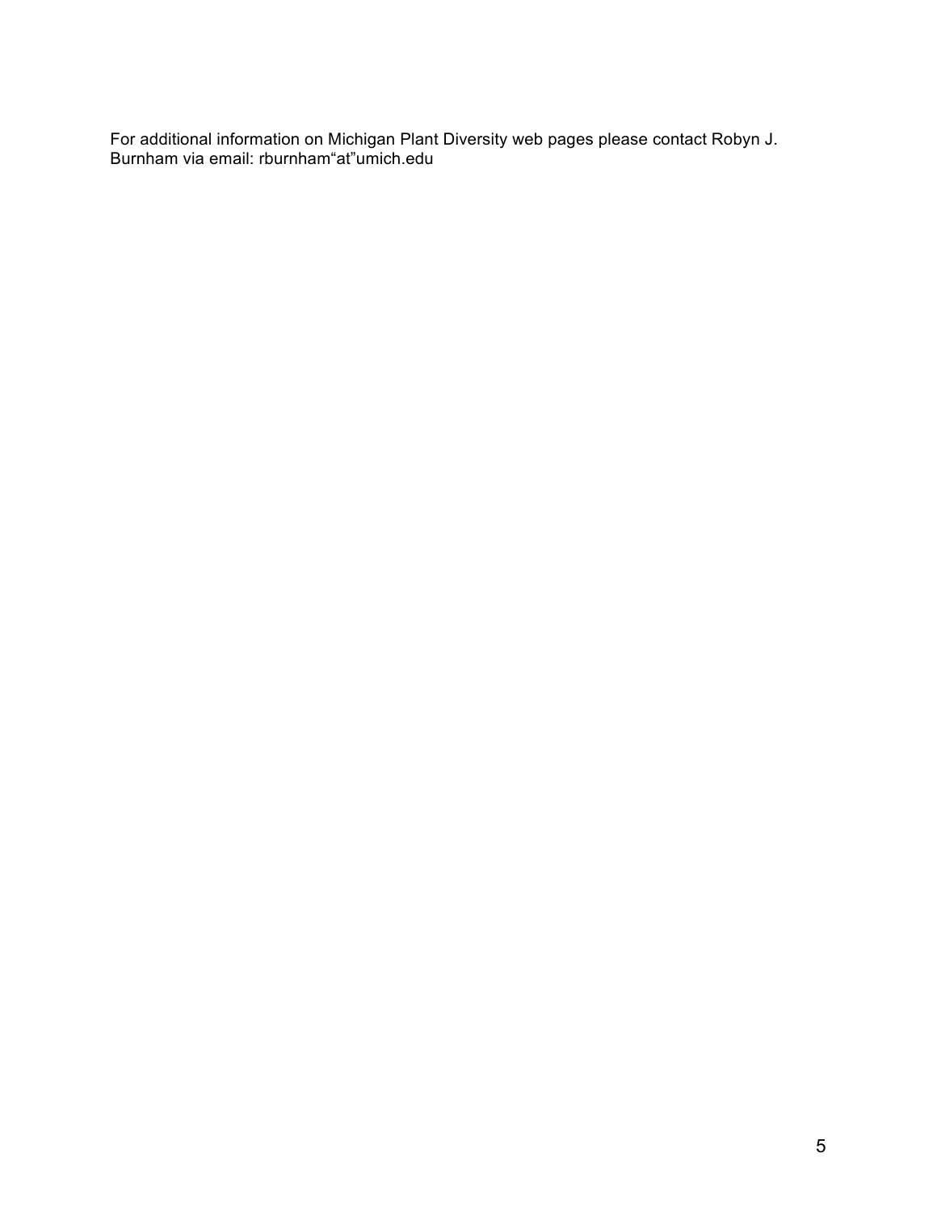For additional information on Michigan Plant Diversity web pages please contact Robyn J. Burnham via email: rburnham“at”umich.edu